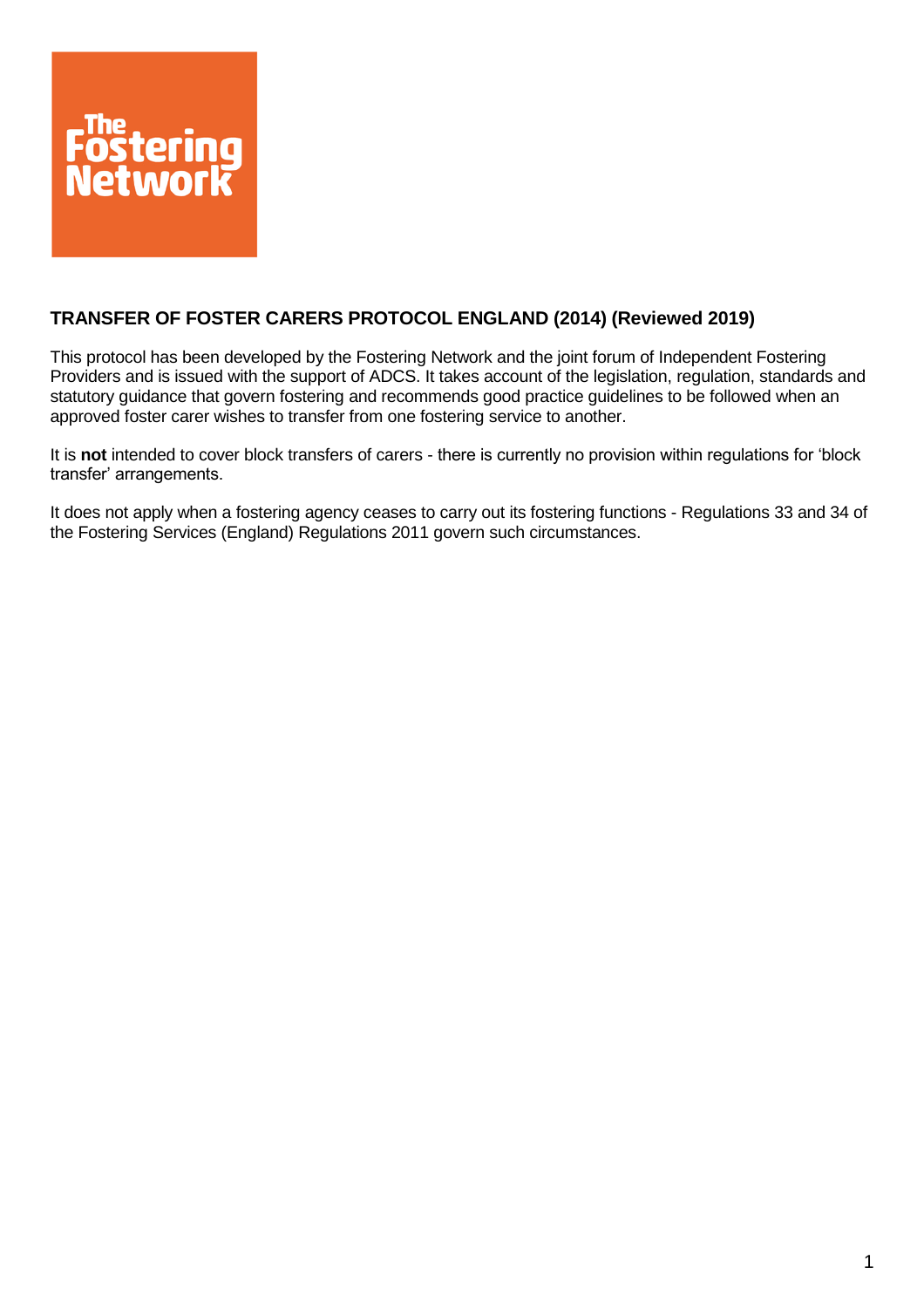# TRANSFER OF FOSTER CARERS PROTOCOL ENGLAND (2014) (Reviewed 2019)

This protocol has been developed by the Fostering Network and the joint forum of Independent Fostering Providers and is issued with the support of ADCS. It takes account of the legislation, regulation, standards and statutory guidance that govern fostering and recommends good practice guidelines to be followed when an approved foster carer wishes to transfer from one fostering service to another.

It is **not** intended to cover block transfers of carers - there is currently no provision within regulations for 'block transfer' arrangements.

It does not apply when a fostering agency ceases to carry out its fostering functions - Regulations 33 and 34 of the Fostering Services (England) Regulations 2011 govern such circumstances.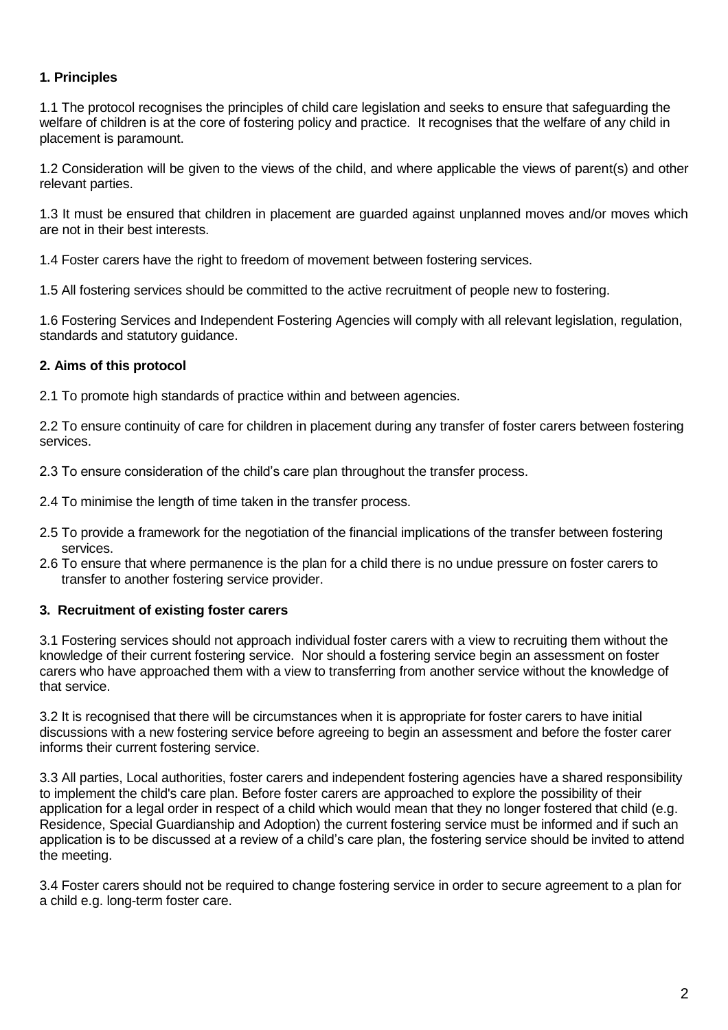**1. Principles**

1.1 The protocol recognises the principles of child care legislation and seeks to ensure that safeguarding the welfare of children is at the core of fostering policy and practice. It recognises that the welfare of any child in placement is paramount.

1.2 Consideration will be given to the views of the child, and where applicable the views of parent(s) and other relevant parties.

1.3 It must be ensured that children in placement are guarded against unplanned moves and/or moves which are not in their best interests.

1.4 Foster carers have the right to freedom of movement between fostering services.

1.5 All fostering services should be committed to the active recruitment of people new to fostering.

1.6 Fostering Services and Independent Fostering Agencies will comply with all relevant legislation, regulation, standards and statutory guidance.

**2. Aims of this protocol**

2.1 To promote high standards of practice within and between agencies.

2.2 To ensure continuity of care for children in placement during any transfer of foster carers between fostering services.

2.3 To ensure consideration of the child's care plan throughout the transfer process.

2.4 To minimise the length of time taken in the transfer process.

2.5 To provide a framework for the negotiation of the financial implications of the transfer between fostering services.

2.6 To ensure that where permanence is the plan for a child there is no undue pressure on foster carers to transfer to another fostering service provider.

**3. Recruitment of existing foster carers**

3.1 Fostering services should not approach individual foster carers with a view to recruiting them without the knowledge of their current fostering service. Nor should a fostering service begin an assessment on foster carers who have approached them with a view to transferring from another service without the knowledge of that service.

3.2 It is recognised that there will be circumstances when it is appropriate for foster carers to have initial discussions with a new fostering service before agreeing to begin an assessment and before the foster carer informs their current fostering service.

3.3 All parties, Local authorities, foster carers and independent fostering agencies have a shared responsibility to implement the child's care plan. Before foster carers are approached to explore the possibility of their application for a legal order in respect of a child which would mean that they no longer fostered that child (e.g. Residence, Special Guardianship and Adoption) the current fostering service must be informed and if such an application is to be discussed at a review of a child's care plan, the fostering service should be invited to attend the meeting.

3.4 Foster carers should not be required to change fostering service in order to secure agreement to a plan for a child e.g. long-term foster care.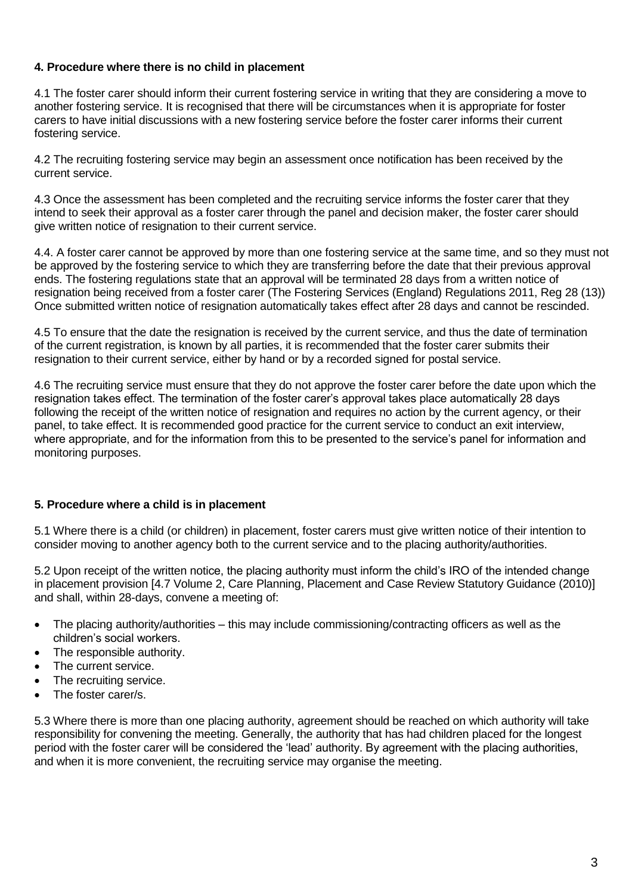### 4. Procedure where there is no child in placement

4.1 The foster carer should inform their current fostering service in writing that they are considering a move to another fostering service. It is recognised that there will be circumstances when it is appropriate for foster carers to have initial discussions with a new fostering service before the foster carer informs their current fostering service.

4.2 The recruiting fostering service may begin an assessment once notification has been received by the current service.

4.3 Once the assessment has been completed and the recruiting service informs the foster carer that they intend to seek their approval as a foster carer through the panel and decision maker, the foster carer should give written notice of resignation to their current service.

4.4. A foster carer cannot be approved by more than one fostering service at the same time, and so they must not be approved by the fostering service to which they are transferring before the date that their previous approval ends. The fostering regulations state that an approval will be terminated 28 days from a written notice of resignation being received from a foster carer (The Fostering Services (England) Regulations 2011, Reg 28 (13)) Once submitted written notice of resignation automatically takes effect after 28 days and cannot be rescinded.

4.5 To ensure that the date the resignation is received by the current service, and thus the date of termination of the current registration, is known by all parties, it is recommended that the foster carer submits their resignation to their current service, either by hand or by a recorded signed for postal service.

4.6 The recruiting service must ensure that they do not approve the foster carer before the date upon which the resignation takes effect. The termination of the foster carer's approval takes place automatically 28 days following the receipt of the written notice of resignation and requires no action by the current agency, or their panel, to take effect. It is recommended good practice for the current service to conduct an exit interview, where appropriate, and for the information from this to be presented to the service's panel for information and monitoring purposes.

### 5. Procedure where a child is in placement

5.1 Where there is a child (or children) in placement, foster carers must give written notice of their intention to consider moving to another agency both to the current service and to the placing authority/authorities.

5.2 Upon receipt of the written notice, the placing authority must inform the child's IRO of the intended change in placement provision [4.7 Volume 2, Care Planning, Placement and Case Review Statutory Guidance (2010)] and shall, within 28-days, convene a meeting of:

- The placing authority/authorities – this may include commissioning/contracting officers as well as the children's social workers.
- The responsible authority.
- The current service.
- The recruiting service.
- The foster carer/s.

5.3 Where there is more than one placing authority, agreement should be reached on which authority will take responsibility for convening the meeting. Generally, the authority that has had children placed for the longest period with the foster carer will be considered the 'lead' authority. By agreement with the placing authorities, and when it is more convenient, the recruiting service may organise the meeting.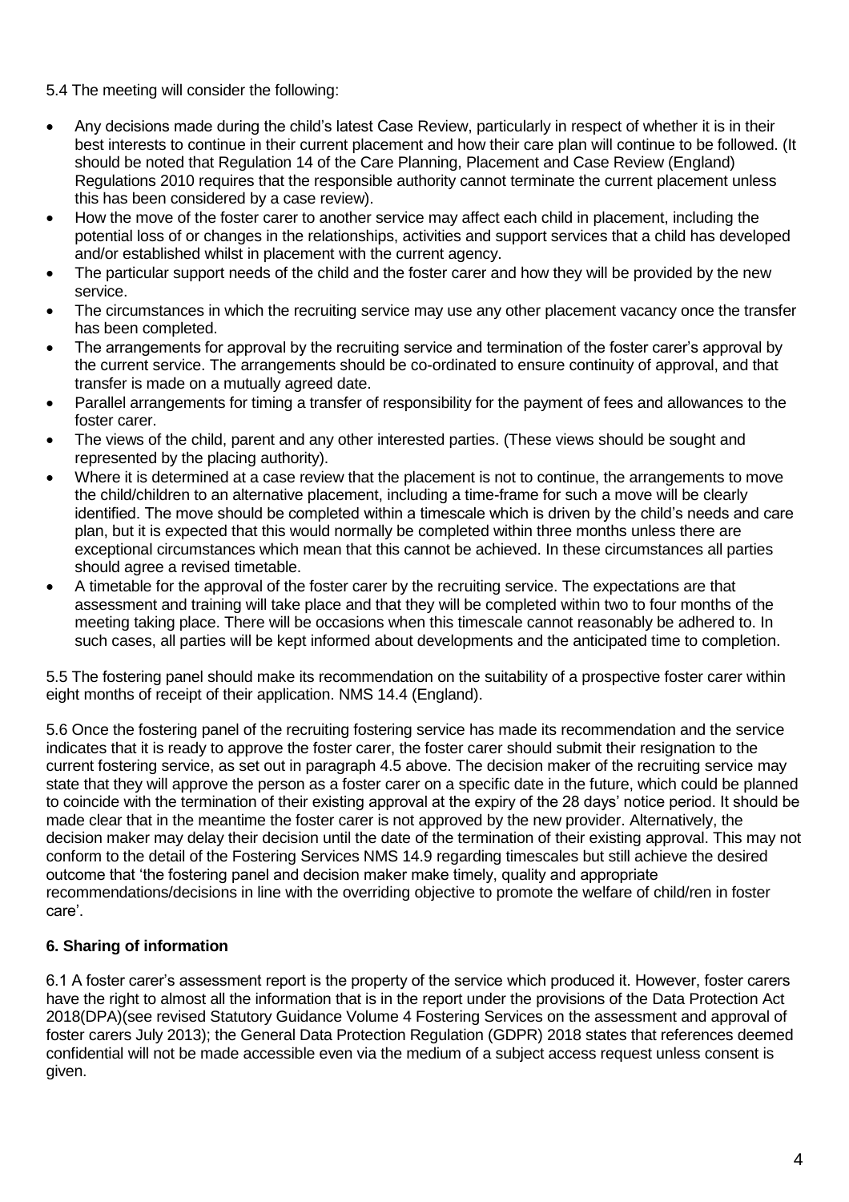5.4 The meeting will consider the following:

- Any decisions made during the child's latest Case Review, particularly in respect of whether it is in their best interests to continue in their current placement and how their care plan will continue to be followed. (It should be noted that Regulation 14 of the Care Planning, Placement and Case Review (England) Regulations 2010 requires that the responsible authority cannot terminate the current placement unless this has been considered by a case review).
- How the move of the foster carer to another service may affect each child in placement, including the potential loss of or changes in the relationships, activities and support services that a child has developed and/or established whilst in placement with the current agency.
- The particular support needs of the child and the foster carer and how they will be provided by the new service.
- The circumstances in which the recruiting service may use any other placement vacancy once the transfer has been completed.
- The arrangements for approval by the recruiting service and termination of the foster carer's approval by the current service. The arrangements should be co-ordinated to ensure continuity of approval, and that transfer is made on a mutually agreed date.
- Parallel arrangements for timing a transfer of responsibility for the payment of fees and allowances to the foster carer.
- The views of the child, parent and any other interested parties. (These views should be sought and represented by the placing authority).
- Where it is determined at a case review that the placement is not to continue, the arrangements to move the child/children to an alternative placement, including a time-frame for such a move will be clearly identified. The move should be completed within a timescale which is driven by the child's needs and care plan, but it is expected that this would normally be completed within three months unless there are exceptional circumstances which mean that this cannot be achieved. In these circumstances all parties should agree a revised timetable.
- A timetable for the approval of the foster carer by the recruiting service. The expectations are that assessment and training will take place and that they will be completed within two to four months of the meeting taking place. There will be occasions when this timescale cannot reasonably be adhered to. In such cases, all parties will be kept informed about developments and the anticipated time to completion.

5.5 The fostering panel should make its recommendation on the suitability of a prospective foster carer within eight months of receipt of their application. NMS 14.4 (England).

5.6 Once the fostering panel of the recruiting fostering service has made its recommendation and the service indicates that it is ready to approve the foster carer, the foster carer should submit their resignation to the current fostering service, as set out in paragraph 4.5 above. The decision maker of the recruiting service may state that they will approve the person as a foster carer on a specific date in the future, which could be planned to coincide with the termination of their existing approval at the expiry of the 28 days' notice period. It should be made clear that in the meantime the foster carer is not approved by the new provider. Alternatively, the decision maker may delay their decision until the date of the termination of their existing approval. This may not conform to the detail of the Fostering Services NMS 14.9 regarding timescales but still achieve the desired outcome that 'the fostering panel and decision maker make timely, quality and appropriate recommendations/decisions in line with the overriding objective to promote the welfare of child/ren in foster care'.

## 6. Sharing of information

6.1 A foster carer's assessment report is the property of the service which produced it. However, foster carers have the right to almost all the information that is in the report under the provisions of the Data Protection Act 2018(DPA)(see revised Statutory Guidance Volume 4 Fostering Services on the assessment and approval of foster carers July 2013); the General Data Protection Regulation (GDPR) 2018 states that references deemed confidential will not be made accessible even via the medium of a subject access request unless consent is given.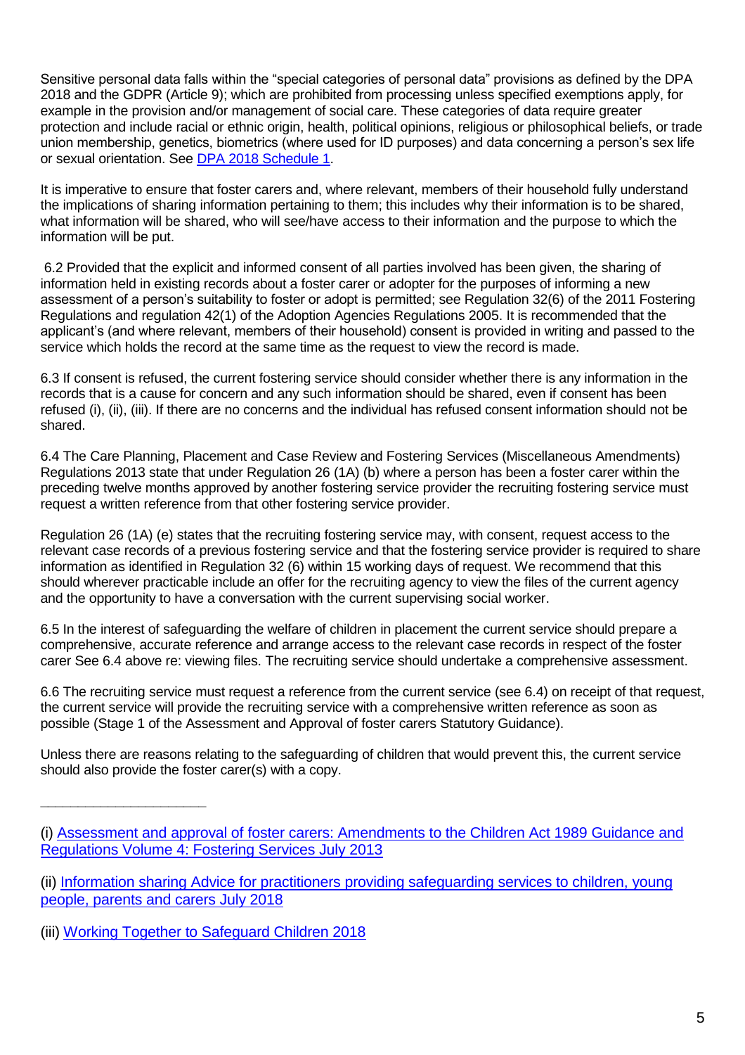Sensitive personal data falls within the "special categories of personal data" provisions as defined by the DPA 2018 and the GDPR (Article 9); which are prohibited from processing unless specified exemptions apply, for example in the provision and/or management of social care. These categories of data require greater protection and include racial or ethnic origin, health, political opinions, religious or philosophical beliefs, or trade union membership, genetics, biometrics (where used for ID purposes) and data concerning a person's sex life or sexual orientation. See [DPA 2018 Schedule 1](#).

It is imperative to ensure that foster carers and, where relevant, members of their household fully understand the implications of sharing information pertaining to them; this includes why their information is to be shared, what information will be shared, who will see/have access to their information and the purpose to which the information will be put.

6.2 Provided that the explicit and informed consent of all parties involved has been given, the sharing of information held in existing records about a foster carer or adopter for the purposes of informing a new assessment of a person's suitability to foster or adopt is permitted; see Regulation 32(6) of the 2011 Fostering Regulations and regulation 42(1) of the Adoption Agencies Regulations 2005. It is recommended that the applicant's (and where relevant, members of their household) consent is provided in writing and passed to the service which holds the record at the same time as the request to view the record is made.

6.3 If consent is refused, the current fostering service should consider whether there is any information in the records that is a cause for concern and any such information should be shared, even if consent has been refused (i), (ii), (iii). If there are no concerns and the individual has refused consent information should not be shared.

6.4 The Care Planning, Placement and Case Review and Fostering Services (Miscellaneous Amendments) Regulations 2013 state that under Regulation 26 (1A) (b) where a person has been a foster carer within the preceding twelve months approved by another fostering service provider the recruiting fostering service must request a written reference from that other fostering service provider.

Regulation 26 (1A) (e) states that the recruiting fostering service may, with consent, request access to the relevant case records of a previous fostering service and that the fostering service provider is required to share information as identified in Regulation 32 (6) within 15 working days of request. We recommend that this should wherever practicable include an offer for the recruiting agency to view the files of the current agency and the opportunity to have a conversation with the current supervising social worker.

6.5 In the interest of safeguarding the welfare of children in placement the current service should prepare a comprehensive, accurate reference and arrange access to the relevant case records in respect of the foster carer See 6.4 above re: viewing files. The recruiting service should undertake a comprehensive assessment.

6.6 The recruiting service must request a reference from the current service (see 6.4) on receipt of that request, the current service will provide the recruiting service with a comprehensive written reference as soon as possible (Stage 1 of the Assessment and Approval of foster carers Statutory Guidance).

Unless there are reasons relating to the safeguarding of children that would prevent this, the current service should also provide the foster carer(s) with a copy.

---

(i) [Assessment and approval of foster carers: Amendments to the Children Act 1989 Guidance and Regulations Volume 4: Fostering Services July 2013](#)

(ii) [Information sharing Advice for practitioners providing safeguarding services to children, young people, parents and carers July 2018](#)

(iii) [Working Together to Safeguard Children 2018](#)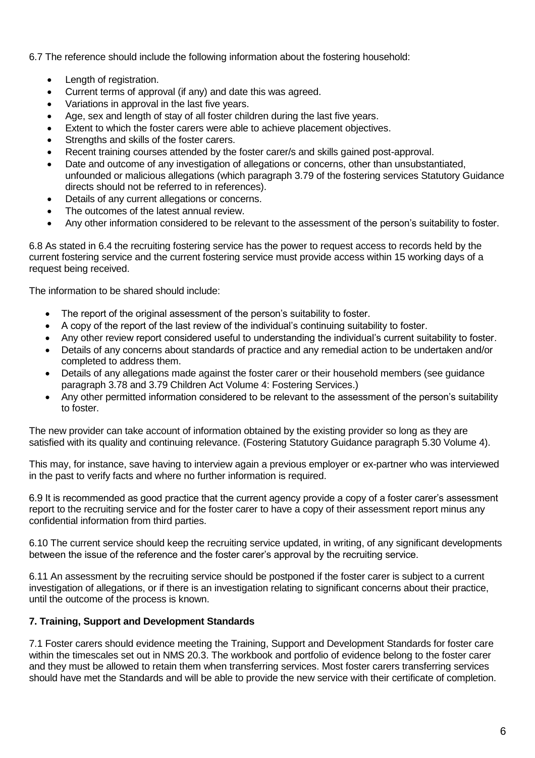6.7 The reference should include the following information about the fostering household:

- Length of registration.
- Current terms of approval (if any) and date this was agreed.
- Variations in approval in the last five years.
- Age, sex and length of stay of all foster children during the last five years.
- Extent to which the foster carers were able to achieve placement objectives.
- Strengths and skills of the foster carers.
- Recent training courses attended by the foster carer/s and skills gained post-approval.
- Date and outcome of any investigation of allegations or concerns, other than unsubstantiated, unfounded or malicious allegations (which paragraph 3.79 of the fostering services Statutory Guidance directs should not be referred to in references).
- Details of any current allegations or concerns.
- The outcomes of the latest annual review.
- Any other information considered to be relevant to the assessment of the person's suitability to foster.

6.8 As stated in 6.4 the recruiting fostering service has the power to request access to records held by the current fostering service and the current fostering service must provide access within 15 working days of a request being received.

The information to be shared should include:

- The report of the original assessment of the person's suitability to foster.
- A copy of the report of the last review of the individual's continuing suitability to foster.
- Any other review report considered useful to understanding the individual's current suitability to foster.
- Details of any concerns about standards of practice and any remedial action to be undertaken and/or completed to address them.
- Details of any allegations made against the foster carer or their household members (see guidance paragraph 3.78 and 3.79 Children Act Volume 4: Fostering Services.)
- Any other permitted information considered to be relevant to the assessment of the person's suitability to foster.

The new provider can take account of information obtained by the existing provider so long as they are satisfied with its quality and continuing relevance. (Fostering Statutory Guidance paragraph 5.30 Volume 4).

This may, for instance, save having to interview again a previous employer or ex-partner who was interviewed in the past to verify facts and where no further information is required.

6.9 It is recommended as good practice that the current agency provide a copy of a foster carer's assessment report to the recruiting service and for the foster carer to have a copy of their assessment report minus any confidential information from third parties.

6.10 The current service should keep the recruiting service updated, in writing, of any significant developments between the issue of the reference and the foster carer's approval by the recruiting service.

6.11 An assessment by the recruiting service should be postponed if the foster carer is subject to a current investigation of allegations, or if there is an investigation relating to significant concerns about their practice, until the outcome of the process is known.

**7. Training, Support and Development Standards**

7.1 Foster carers should evidence meeting the Training, Support and Development Standards for foster care within the timescales set out in NMS 20.3. The workbook and portfolio of evidence belong to the foster carer and they must be allowed to retain them when transferring services. Most foster carers transferring services should have met the Standards and will be able to provide the new service with their certificate of completion.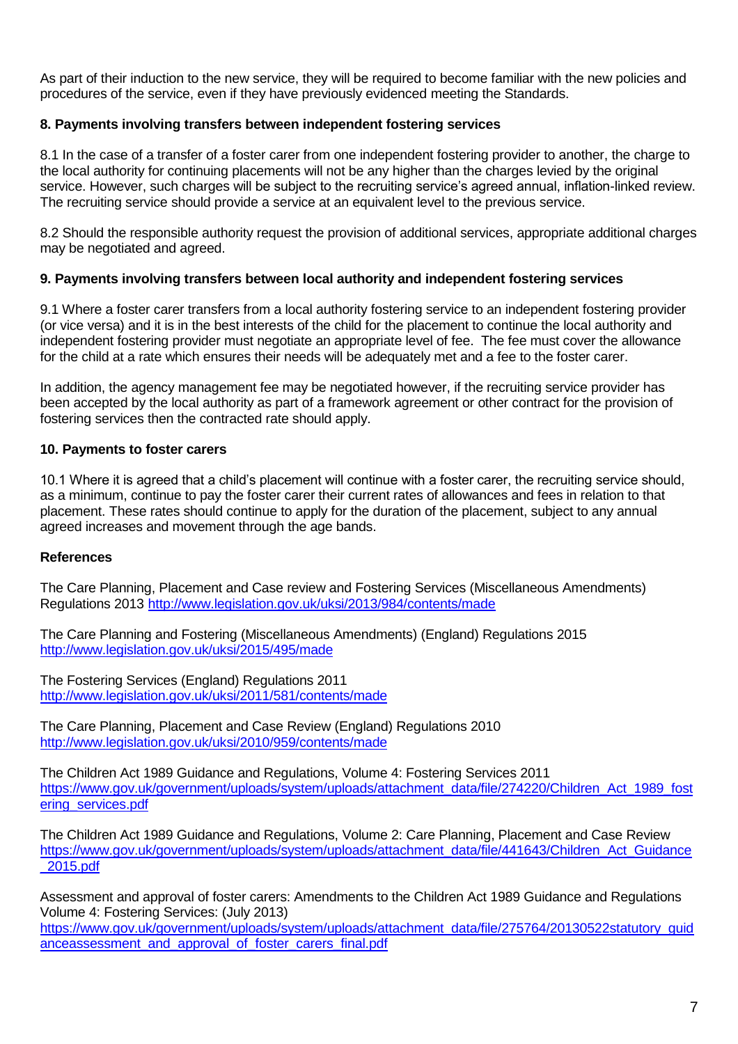As part of their induction to the new service, they will be required to become familiar with the new policies and procedures of the service, even if they have previously evidenced meeting the Standards.

**8. Payments involving transfers between independent fostering services**

8.1 In the case of a transfer of a foster carer from one independent fostering provider to another, the charge to the local authority for continuing placements will not be any higher than the charges levied by the original service. However, such charges will be subject to the recruiting service's agreed annual, inflation-linked review. The recruiting service should provide a service at an equivalent level to the previous service.

8.2 Should the responsible authority request the provision of additional services, appropriate additional charges may be negotiated and agreed.

**9. Payments involving transfers between local authority and independent fostering services**

9.1 Where a foster carer transfers from a local authority fostering service to an independent fostering provider (or vice versa) and it is in the best interests of the child for the placement to continue the local authority and independent fostering provider must negotiate an appropriate level of fee. The fee must cover the allowance for the child at a rate which ensures their needs will be adequately met and a fee to the foster carer.

In addition, the agency management fee may be negotiated however, if the recruiting service provider has been accepted by the local authority as part of a framework agreement or other contract for the provision of fostering services then the contracted rate should apply.

**10. Payments to foster carers**

10.1 Where it is agreed that a child's placement will continue with a foster carer, the recruiting service should, as a minimum, continue to pay the foster carer their current rates of allowances and fees in relation to that placement. These rates should continue to apply for the duration of the placement, subject to any annual agreed increases and movement through the age bands.

**References**

The Care Planning, Placement and Case review and Fostering Services (Miscellaneous Amendments) Regulations 2013 http://www.legislation.gov.uk/uksi/2013/984/contents/made

The Care Planning and Fostering (Miscellaneous Amendments) (England) Regulations 2015 http://www.legislation.gov.uk/uksi/2015/495/made

The Fostering Services (England) Regulations 2011 http://www.legislation.gov.uk/uksi/2011/581/contents/made

The Care Planning, Placement and Case Review (England) Regulations 2010 http://www.legislation.gov.uk/uksi/2010/959/contents/made

The Children Act 1989 Guidance and Regulations, Volume 4: Fostering Services 2011 https://www.gov.uk/government/uploads/system/uploads/attachment_data/file/274220/Children_Act_1989_fostering_services.pdf

The Children Act 1989 Guidance and Regulations, Volume 2: Care Planning, Placement and Case Review https://www.gov.uk/government/uploads/system/uploads/attachment_data/file/441643/Children_Act_Guidance_2015.pdf

Assessment and approval of foster carers: Amendments to the Children Act 1989 Guidance and Regulations Volume 4: Fostering Services: (July 2013) https://www.gov.uk/government/uploads/system/uploads/attachment_data/file/275764/20130522statutory_guidanceassessment_and_approval_of_foster_carers_final.pdf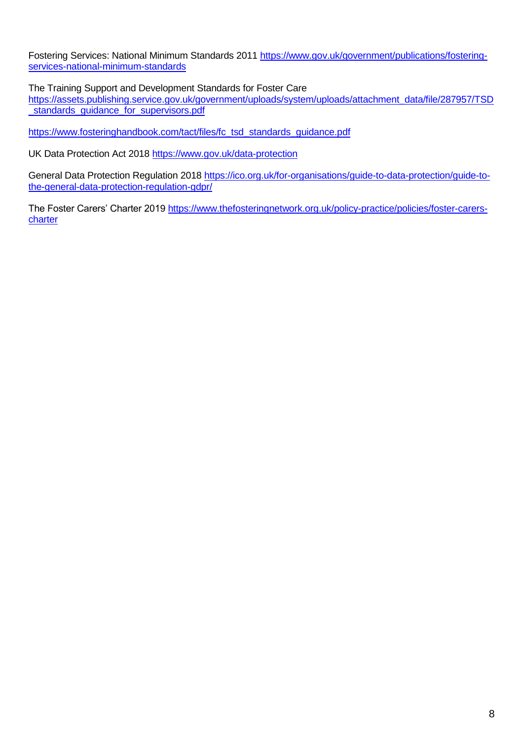Fostering Services: National Minimum Standards 2011 https://www.gov.uk/government/publications/fostering-services-national-minimum-standards

The Training Support and Development Standards for Foster Care
https://assets.publishing.service.gov.uk/government/uploads/system/uploads/attachment_data/file/287957/TSD_standards_guidance_for_supervisors.pdf

https://www.fosteringhandbook.com/tact/files/fc_tsd_standards_guidance.pdf

UK Data Protection Act 2018 https://www.gov.uk/data-protection

General Data Protection Regulation 2018 https://ico.org.uk/for-organisations/guide-to-data-protection/guide-to-the-general-data-protection-regulation-gdpr/

The Foster Carers' Charter 2019 https://www.thefosteringnetwork.org.uk/policy-practice/policies/foster-carers-charter